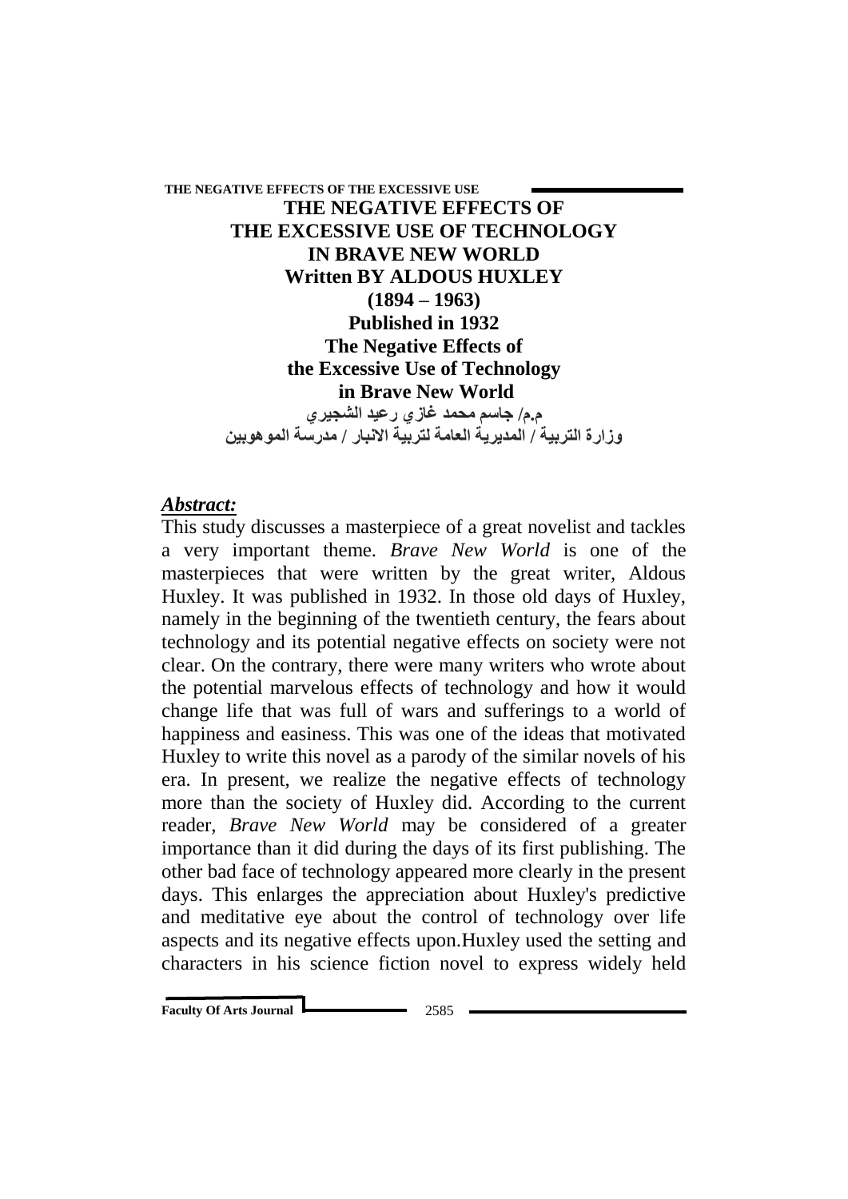# THE NEGATIVE EFFECTS OF THE EXCESSIVE USE OF TECHNOLOGY IN BRAVE NEW WORLD

**Written BY ALDOUS HUXLEY**

**(1894 – 1963)**

**Published in 1932**

**The Negative Effects of the Excessive Use of Technology in Brave New World**

**م.م/ جاسم محمد غازي رعيد الشجيري**

**وزارة التربية / المديرية العامة لتربية الانبار / مدرسة الموهوبين**

## *Abstract:*

This study discusses a masterpiece of a great novelist and tackles a very important theme. *Brave New World* is one of the masterpieces that were written by the great writer, Aldous Huxley. It was published in 1932. In those old days of Huxley, namely in the beginning of the twentieth century, the fears about technology and its potential negative effects on society were not clear. On the contrary, there were many writers who wrote about the potential marvelous effects of technology and how it would change life that was full of wars and sufferings to a world of happiness and easiness. This was one of the ideas that motivated Huxley to write this novel as a parody of the similar novels of his era. In present, we realize the negative effects of technology more than the society of Huxley did. According to the current reader, *Brave New World* may be considered of a greater importance than it did during the days of its first publishing. The other bad face of technology appeared more clearly in the present days. This enlarges the appreciation about Huxley's predictive and meditative eye about the control of technology over life aspects and its negative effects upon.Huxley used the setting and characters in his science fiction novel to express widely held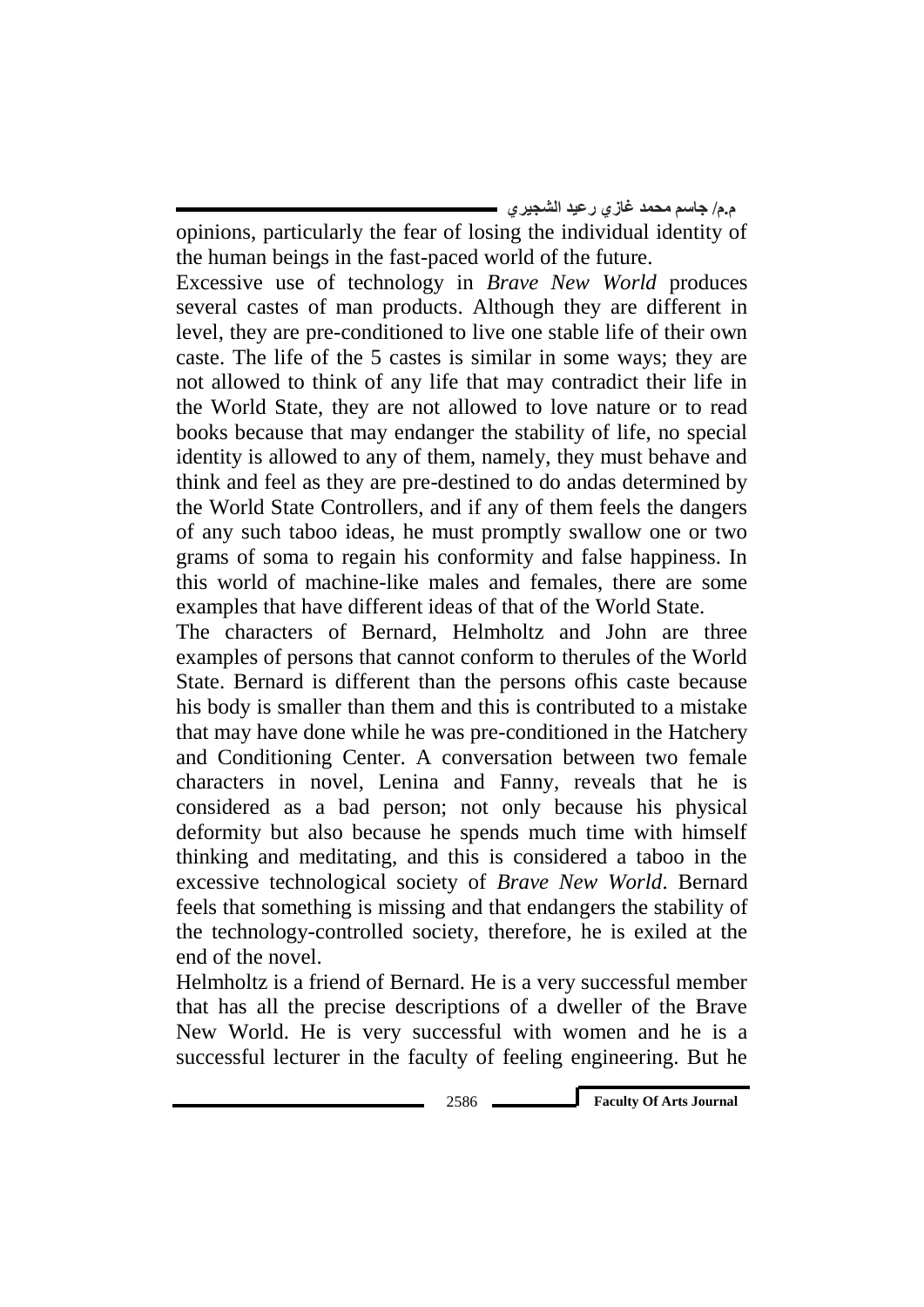opinions, particularly the fear of losing the individual identity of the human beings in the fast-paced world of the future.

Excessive use of technology in *Brave New World* produces several castes of man products. Although they are different in level, they are pre-conditioned to live one stable life of their own caste. The life of the 5 castes is similar in some ways; they are not allowed to think of any life that may contradict their life in the World State, they are not allowed to love nature or to read books because that may endanger the stability of life, no special identity is allowed to any of them, namely, they must behave and think and feel as they are pre-destined to do andas determined by the World State Controllers, and if any of them feels the dangers of any such taboo ideas, he must promptly swallow one or two grams of soma to regain his conformity and false happiness. In this world of machine-like males and females, there are some examples that have different ideas of that of the World State.

The characters of Bernard, Helmholtz and John are three examples of persons that cannot conform to therules of the World State. Bernard is different than the persons ofhis caste because his body is smaller than them and this is contributed to a mistake that may have done while he was pre-conditioned in the Hatchery and Conditioning Center. A conversation between two female characters in novel, Lenina and Fanny, reveals that he is considered as a bad person; not only because his physical deformity but also because he spends much time with himself thinking and meditating, and this is considered a taboo in the excessive technological society of *Brave New World*. Bernard feels that something is missing and that endangers the stability of the technology-controlled society, therefore, he is exiled at the end of the novel.

Helmholtz is a friend of Bernard. He is a very successful member that has all the precise descriptions of a dweller of the Brave New World. He is very successful with women and he is a successful lecturer in the faculty of feeling engineering. But he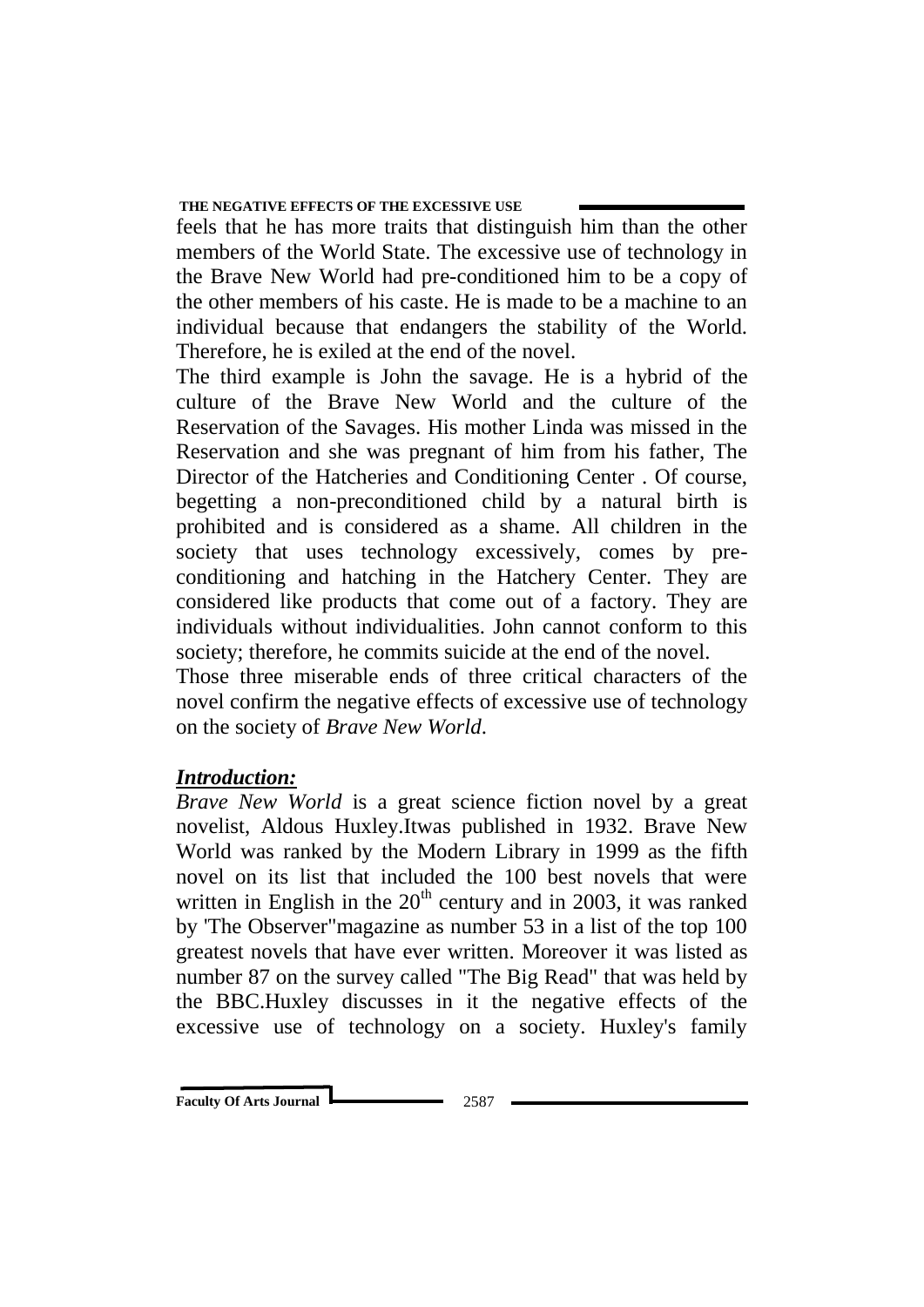feels that he has more traits that distinguish him than the other members of the World State. The excessive use of technology in the Brave New World had pre-conditioned him to be a copy of the other members of his caste. He is made to be a machine to an individual because that endangers the stability of the World. Therefore, he is exiled at the end of the novel.

The third example is John the savage. He is a hybrid of the culture of the Brave New World and the culture of the Reservation of the Savages. His mother Linda was missed in the Reservation and she was pregnant of him from his father, The Director of the Hatcheries and Conditioning Center . Of course, begetting a non-preconditioned child by a natural birth is prohibited and is considered as a shame. All children in the society that uses technology excessively, comes by pre-conditioning and hatching in the Hatchery Center. They are considered like products that come out of a factory. They are individuals without individualities. John cannot conform to this society; therefore, he commits suicide at the end of the novel.

Those three miserable ends of three critical characters of the novel confirm the negative effects of excessive use of technology on the society of *Brave New World*.

## ***Introduction:***

*Brave New World* is a great science fiction novel by a great novelist, Aldous Huxley.Itwas published in 1932. Brave New World was ranked by the Modern Library in 1999 as the fifth novel on its list that included the 100 best novels that were written in English in the 20th century and in 2003, it was ranked by ''The Observer''magazine as number 53 in a list of the top 100 greatest novels that have ever written. Moreover it was listed as number 87 on the survey called "The Big Read" that was held by the BBC.Huxley discusses in it the negative effects of the excessive use of technology on a society. Huxley's family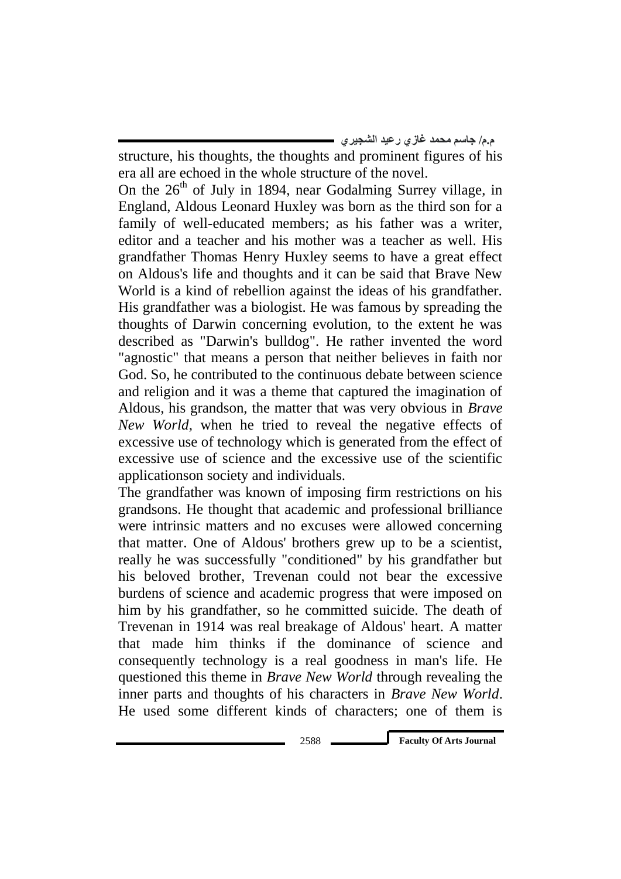structure, his thoughts, the thoughts and prominent figures of his era all are echoed in the whole structure of the novel.

On the 26th of July in 1894, near Godalming Surrey village, in England, Aldous Leonard Huxley was born as the third son for a family of well-educated members; as his father was a writer, editor and a teacher and his mother was a teacher as well. His grandfather Thomas Henry Huxley seems to have a great effect on Aldous's life and thoughts and it can be said that Brave New World is a kind of rebellion against the ideas of his grandfather. His grandfather was a biologist. He was famous by spreading the thoughts of Darwin concerning evolution, to the extent he was described as "Darwin's bulldog". He rather invented the word "agnostic" that means a person that neither believes in faith nor God. So, he contributed to the continuous debate between science and religion and it was a theme that captured the imagination of Aldous, his grandson, the matter that was very obvious in *Brave New World*, when he tried to reveal the negative effects of excessive use of technology which is generated from the effect of excessive use of science and the excessive use of the scientific applicationson society and individuals.

The grandfather was known of imposing firm restrictions on his grandsons. He thought that academic and professional brilliance were intrinsic matters and no excuses were allowed concerning that matter. One of Aldous' brothers grew up to be a scientist, really he was successfully "conditioned" by his grandfather but his beloved brother, Trevenan could not bear the excessive burdens of science and academic progress that were imposed on him by his grandfather, so he committed suicide. The death of Trevenan in 1914 was real breakage of Aldous' heart. A matter that made him thinks if the dominance of science and consequently technology is a real goodness in man's life. He questioned this theme in *Brave New World* through revealing the inner parts and thoughts of his characters in *Brave New World*. He used some different kinds of characters; one of them is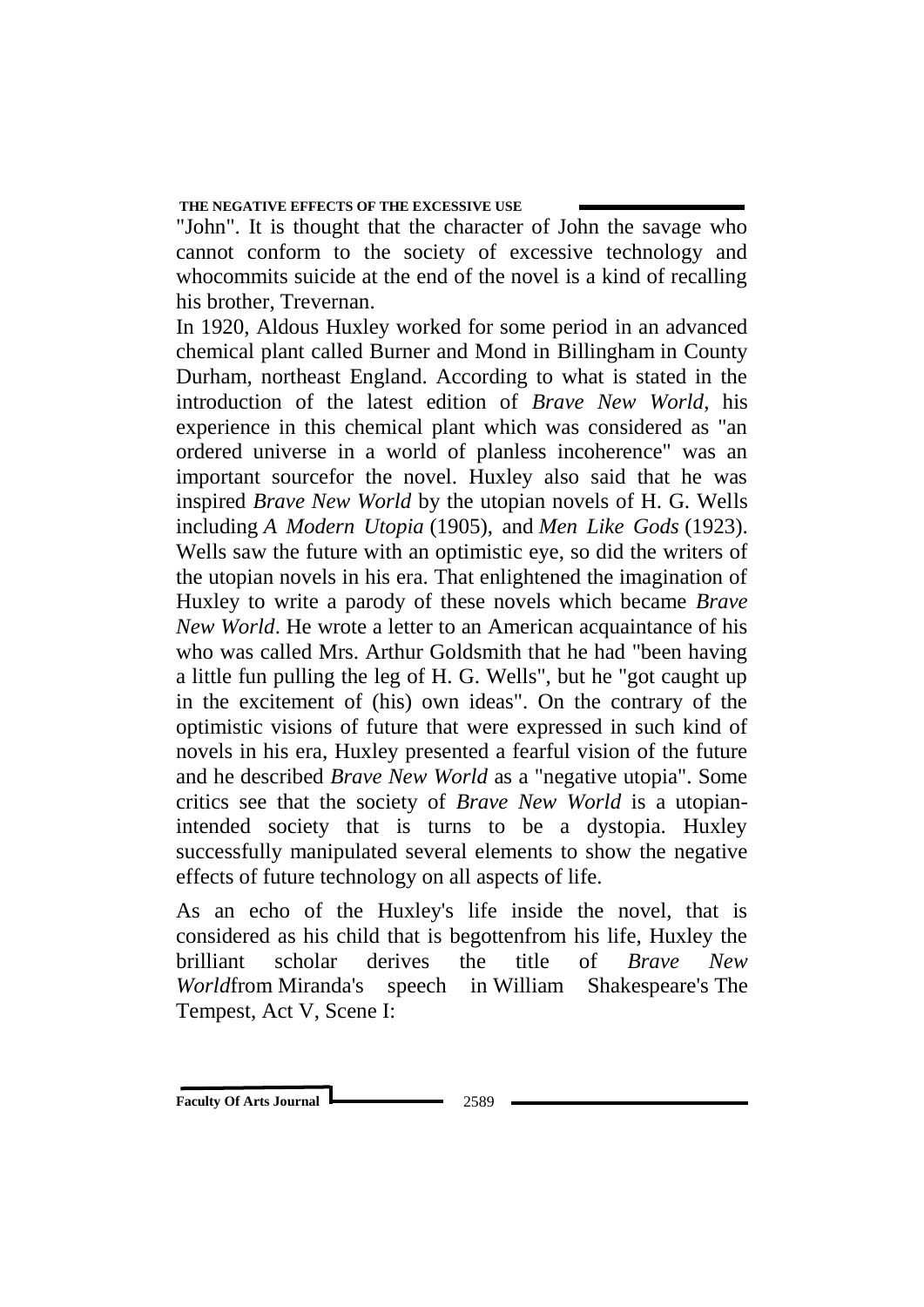"John". It is thought that the character of John the savage who cannot conform to the society of excessive technology and whocommits suicide at the end of the novel is a kind of recalling his brother, Trevernan.

In 1920, Aldous Huxley worked for some period in an advanced chemical plant called Burner and Mond in Billingham in County Durham, northeast England. According to what is stated in the introduction of the latest edition of *Brave New World*, his experience in this chemical plant which was considered as "an ordered universe in a world of planless incoherence" was an important sourcefor the novel. Huxley also said that he was inspired *Brave New World* by the utopian novels of H. G. Wells including *A Modern Utopia* (1905), and *Men Like Gods* (1923). Wells saw the future with an optimistic eye, so did the writers of the utopian novels in his era. That enlightened the imagination of Huxley to write a parody of these novels which became *Brave New World*. He wrote a letter to an American acquaintance of his who was called Mrs. Arthur Goldsmith that he had "been having a little fun pulling the leg of H. G. Wells", but he "got caught up in the excitement of (his) own ideas". On the contrary of the optimistic visions of future that were expressed in such kind of novels in his era, Huxley presented a fearful vision of the future and he described *Brave New World* as a "negative utopia". Some critics see that the society of *Brave New World* is a utopian-intended society that is turns to be a dystopia. Huxley successfully manipulated several elements to show the negative effects of future technology on all aspects of life.

As an echo of the Huxley's life inside the novel, that is considered as his child that is begottenfrom his life, Huxley the brilliant scholar derives the title of *Brave New World*from Miranda's speech in William Shakespeare's The Tempest, Act V, Scene I: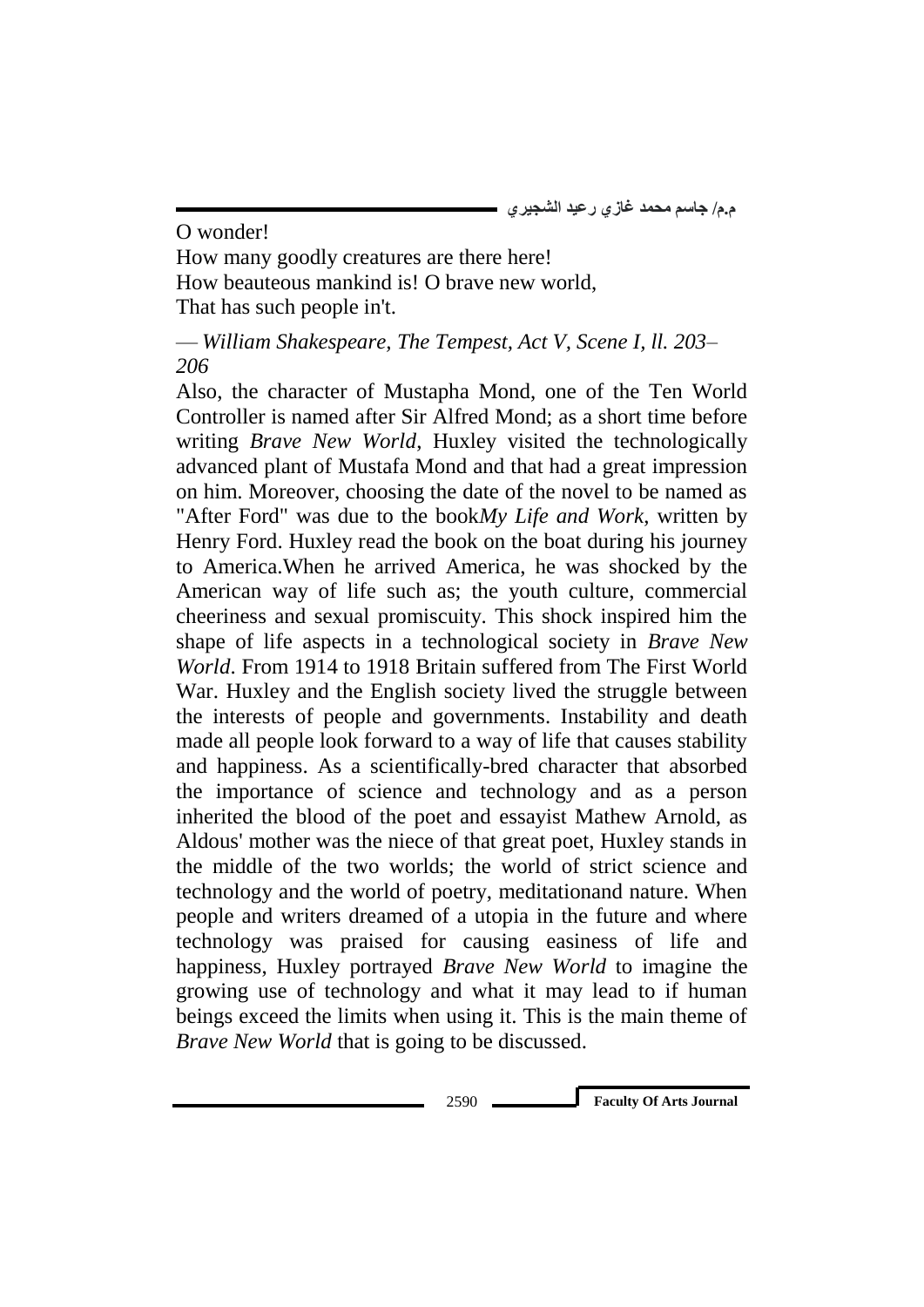O wonder!
How many goodly creatures are there here!
How beauteous mankind is! O brave new world,
That has such people in't.

— *William Shakespeare, The Tempest, Act V, Scene I, ll. 203–206*

Also, the character of Mustapha Mond, one of the Ten World Controller is named after Sir Alfred Mond; as a short time before writing *Brave New World*, Huxley visited the technologically advanced plant of Mustafa Mond and that had a great impression on him. Moreover, choosing the date of the novel to be named as "After Ford" was due to the book*My Life and Work*, written by Henry Ford. Huxley read the book on the boat during his journey to America.When he arrived America, he was shocked by the American way of life such as; the youth culture, commercial cheeriness and sexual promiscuity. This shock inspired him the shape of life aspects in a technological society in *Brave New World*. From 1914 to 1918 Britain suffered from The First World War. Huxley and the English society lived the struggle between the interests of people and governments. Instability and death made all people look forward to a way of life that causes stability and happiness. As a scientifically-bred character that absorbed the importance of science and technology and as a person inherited the blood of the poet and essayist Mathew Arnold, as Aldous' mother was the niece of that great poet, Huxley stands in the middle of the two worlds; the world of strict science and technology and the world of poetry, meditationand nature. When people and writers dreamed of a utopia in the future and where technology was praised for causing easiness of life and happiness, Huxley portrayed *Brave New World* to imagine the growing use of technology and what it may lead to if human beings exceed the limits when using it. This is the main theme of *Brave New World* that is going to be discussed.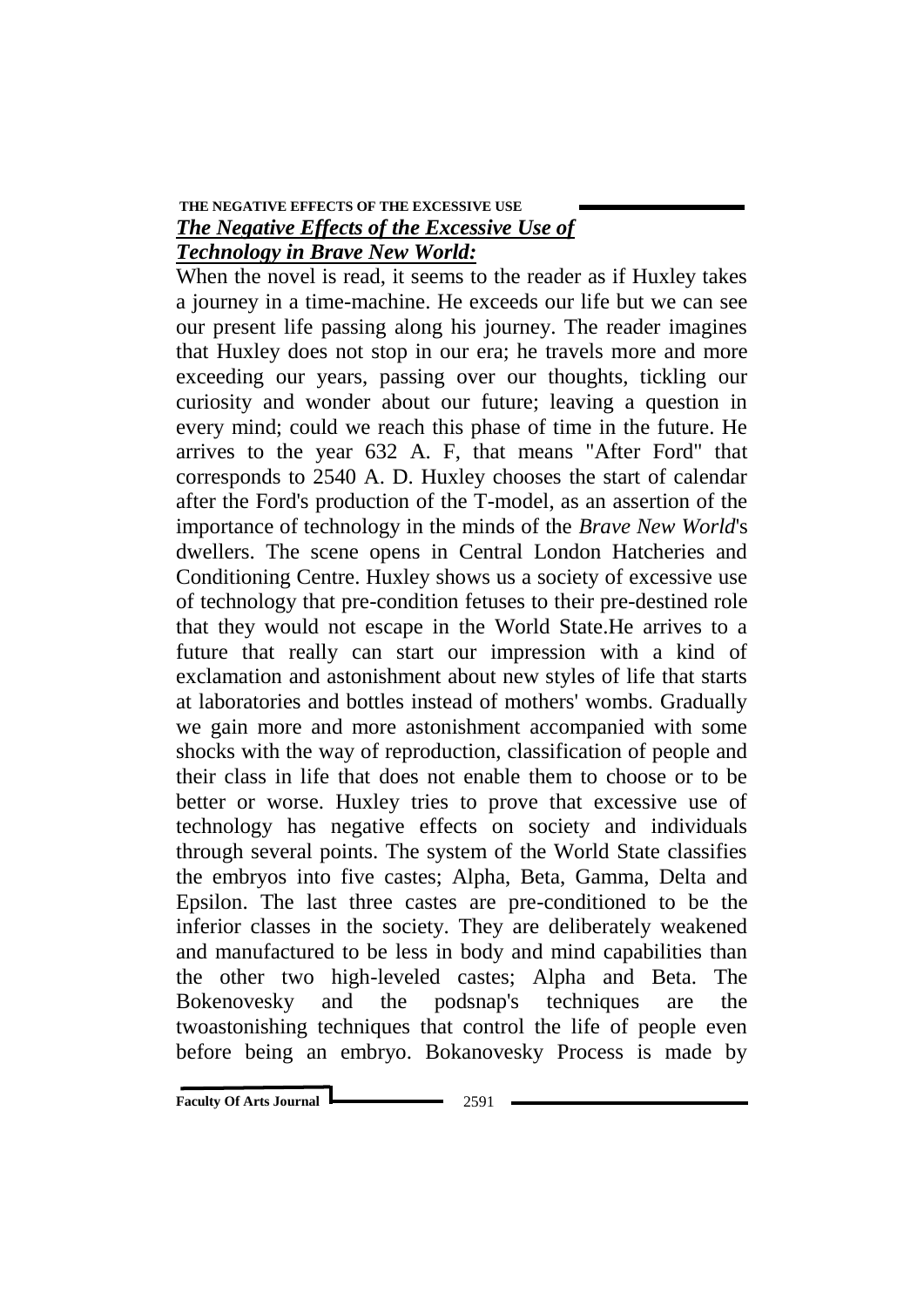## ***The Negative Effects of the Excessive Use of Technology in Brave New World:***

When the novel is read, it seems to the reader as if Huxley takes a journey in a time-machine. He exceeds our life but we can see our present life passing along his journey. The reader imagines that Huxley does not stop in our era; he travels more and more exceeding our years, passing over our thoughts, tickling our curiosity and wonder about our future; leaving a question in every mind; could we reach this phase of time in the future. He arrives to the year 632 A. F, that means "After Ford" that corresponds to 2540 A. D. Huxley chooses the start of calendar after the Ford's production of the T-model, as an assertion of the importance of technology in the minds of the *Brave New World*'s dwellers. The scene opens in Central London Hatcheries and Conditioning Centre. Huxley shows us a society of excessive use of technology that pre-condition fetuses to their pre-destined role that they would not escape in the World State.He arrives to a future that really can start our impression with a kind of exclamation and astonishment about new styles of life that starts at laboratories and bottles instead of mothers' wombs. Gradually we gain more and more astonishment accompanied with some shocks with the way of reproduction, classification of people and their class in life that does not enable them to choose or to be better or worse. Huxley tries to prove that excessive use of technology has negative effects on society and individuals through several points. The system of the World State classifies the embryos into five castes; Alpha, Beta, Gamma, Delta and Epsilon. The last three castes are pre-conditioned to be the inferior classes in the society. They are deliberately weakened and manufactured to be less in body and mind capabilities than the other two high-leveled castes; Alpha and Beta. The Bokenovesky and the podsnap's techniques are the twoastonishing techniques that control the life of people even before being an embryo. Bokanovesky Process is made by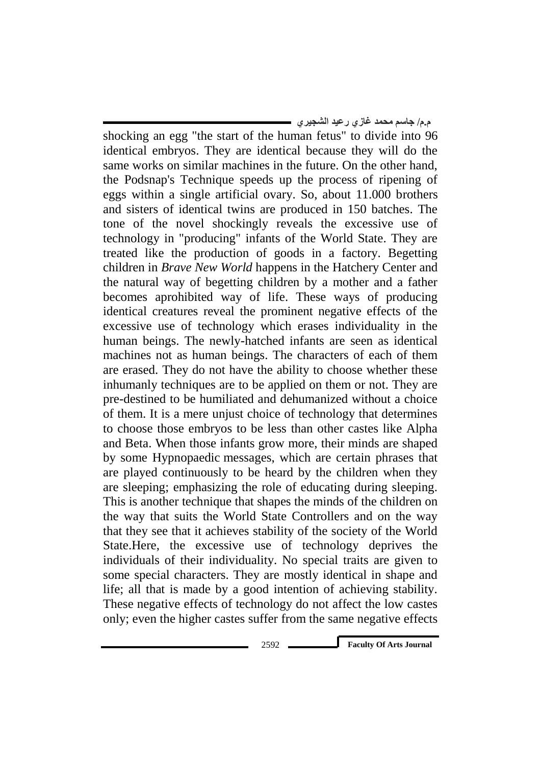shocking an egg "the start of the human fetus" to divide into 96 identical embryos. They are identical because they will do the same works on similar machines in the future. On the other hand, the Podsnap's Technique speeds up the process of ripening of eggs within a single artificial ovary. So, about 11.000 brothers and sisters of identical twins are produced in 150 batches. The tone of the novel shockingly reveals the excessive use of technology in "producing" infants of the World State. They are treated like the production of goods in a factory. Begetting children in *Brave New World* happens in the Hatchery Center and the natural way of begetting children by a mother and a father becomes aprohibited way of life. These ways of producing identical creatures reveal the prominent negative effects of the excessive use of technology which erases individuality in the human beings. The newly-hatched infants are seen as identical machines not as human beings. The characters of each of them are erased. They do not have the ability to choose whether these inhumanly techniques are to be applied on them or not. They are pre-destined to be humiliated and dehumanized without a choice of them. It is a mere unjust choice of technology that determines to choose those embryos to be less than other castes like Alpha and Beta. When those infants grow more, their minds are shaped by some Hypnopaedic messages, which are certain phrases that are played continuously to be heard by the children when they are sleeping; emphasizing the role of educating during sleeping. This is another technique that shapes the minds of the children on the way that suits the World State Controllers and on the way that they see that it achieves stability of the society of the World State.Here, the excessive use of technology deprives the individuals of their individuality. No special traits are given to some special characters. They are mostly identical in shape and life; all that is made by a good intention of achieving stability. These negative effects of technology do not affect the low castes only; even the higher castes suffer from the same negative effects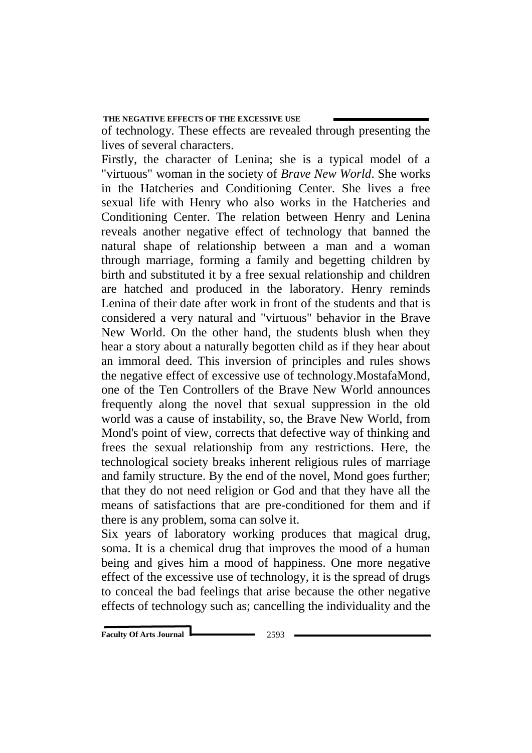of technology. These effects are revealed through presenting the lives of several characters.

Firstly, the character of Lenina; she is a typical model of a "virtuous" woman in the society of *Brave New World*. She works in the Hatcheries and Conditioning Center. She lives a free sexual life with Henry who also works in the Hatcheries and Conditioning Center. The relation between Henry and Lenina reveals another negative effect of technology that banned the natural shape of relationship between a man and a woman through marriage, forming a family and begetting children by birth and substituted it by a free sexual relationship and children are hatched and produced in the laboratory. Henry reminds Lenina of their date after work in front of the students and that is considered a very natural and "virtuous" behavior in the Brave New World. On the other hand, the students blush when they hear a story about a naturally begotten child as if they hear about an immoral deed. This inversion of principles and rules shows the negative effect of excessive use of technology.MostafaMond, one of the Ten Controllers of the Brave New World announces frequently along the novel that sexual suppression in the old world was a cause of instability, so, the Brave New World, from Mond's point of view, corrects that defective way of thinking and frees the sexual relationship from any restrictions. Here, the technological society breaks inherent religious rules of marriage and family structure. By the end of the novel, Mond goes further; that they do not need religion or God and that they have all the means of satisfactions that are pre-conditioned for them and if there is any problem, soma can solve it.

Six years of laboratory working produces that magical drug, soma. It is a chemical drug that improves the mood of a human being and gives him a mood of happiness. One more negative effect of the excessive use of technology, it is the spread of drugs to conceal the bad feelings that arise because the other negative effects of technology such as; cancelling the individuality and the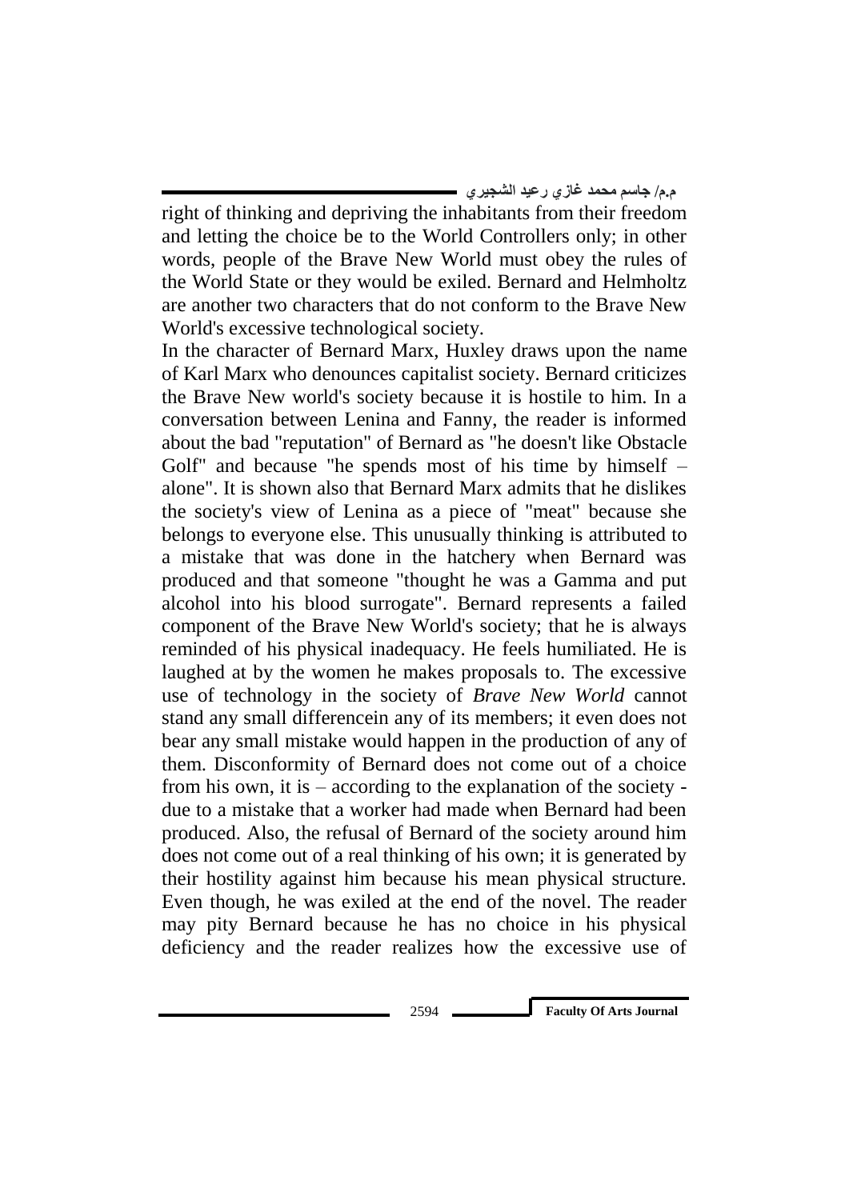right of thinking and depriving the inhabitants from their freedom and letting the choice be to the World Controllers only; in other words, people of the Brave New World must obey the rules of the World State or they would be exiled. Bernard and Helmholtz are another two characters that do not conform to the Brave New World's excessive technological society.

In the character of Bernard Marx, Huxley draws upon the name of Karl Marx who denounces capitalist society. Bernard criticizes the Brave New world's society because it is hostile to him. In a conversation between Lenina and Fanny, the reader is informed about the bad "reputation" of Bernard as "he doesn't like Obstacle Golf" and because "he spends most of his time by himself – alone". It is shown also that Bernard Marx admits that he dislikes the society's view of Lenina as a piece of "meat" because she belongs to everyone else. This unusually thinking is attributed to a mistake that was done in the hatchery when Bernard was produced and that someone "thought he was a Gamma and put alcohol into his blood surrogate". Bernard represents a failed component of the Brave New World's society; that he is always reminded of his physical inadequacy. He feels humiliated. He is laughed at by the women he makes proposals to. The excessive use of technology in the society of *Brave New World* cannot stand any small differencein any of its members; it even does not bear any small mistake would happen in the production of any of them. Disconformity of Bernard does not come out of a choice from his own, it is – according to the explanation of the society - due to a mistake that a worker had made when Bernard had been produced. Also, the refusal of Bernard of the society around him does not come out of a real thinking of his own; it is generated by their hostility against him because his mean physical structure. Even though, he was exiled at the end of the novel. The reader may pity Bernard because he has no choice in his physical deficiency and the reader realizes how the excessive use of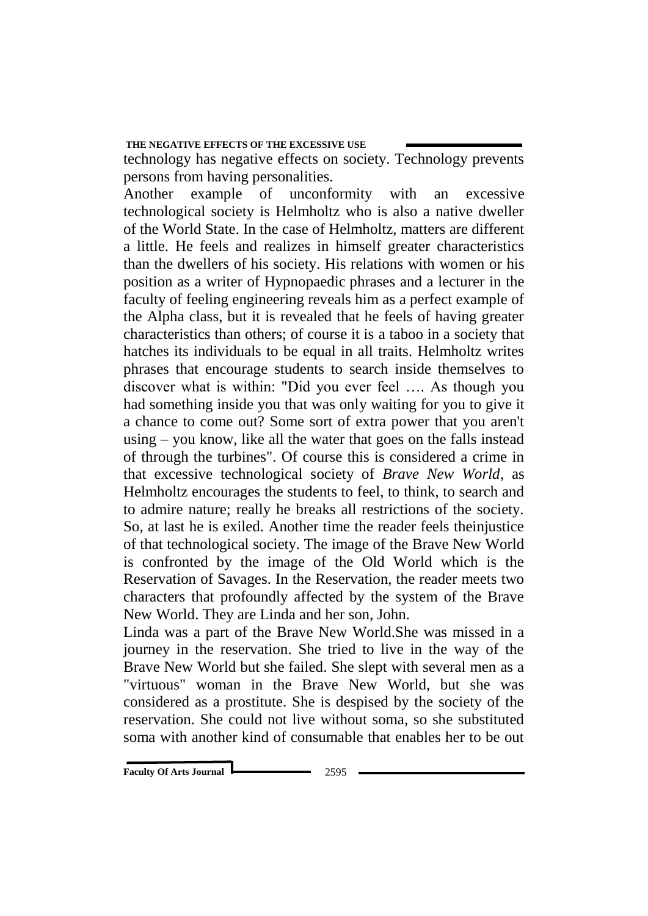technology has negative effects on society. Technology prevents persons from having personalities.

Another example of unconformity with an excessive technological society is Helmholtz who is also a native dweller of the World State. In the case of Helmholtz, matters are different a little. He feels and realizes in himself greater characteristics than the dwellers of his society. His relations with women or his position as a writer of Hypnopaedic phrases and a lecturer in the faculty of feeling engineering reveals him as a perfect example of the Alpha class, but it is revealed that he feels of having greater characteristics than others; of course it is a taboo in a society that hatches its individuals to be equal in all traits. Helmholtz writes phrases that encourage students to search inside themselves to discover what is within: "Did you ever feel …. As though you had something inside you that was only waiting for you to give it a chance to come out? Some sort of extra power that you aren't using – you know, like all the water that goes on the falls instead of through the turbines". Of course this is considered a crime in that excessive technological society of *Brave New World*, as Helmholtz encourages the students to feel, to think, to search and to admire nature; really he breaks all restrictions of the society. So, at last he is exiled. Another time the reader feels theinjustice of that technological society. The image of the Brave New World is confronted by the image of the Old World which is the Reservation of Savages. In the Reservation, the reader meets two characters that profoundly affected by the system of the Brave New World. They are Linda and her son, John.

Linda was a part of the Brave New World.She was missed in a journey in the reservation. She tried to live in the way of the Brave New World but she failed. She slept with several men as a "virtuous" woman in the Brave New World, but she was considered as a prostitute. She is despised by the society of the reservation. She could not live without soma, so she substituted soma with another kind of consumable that enables her to be out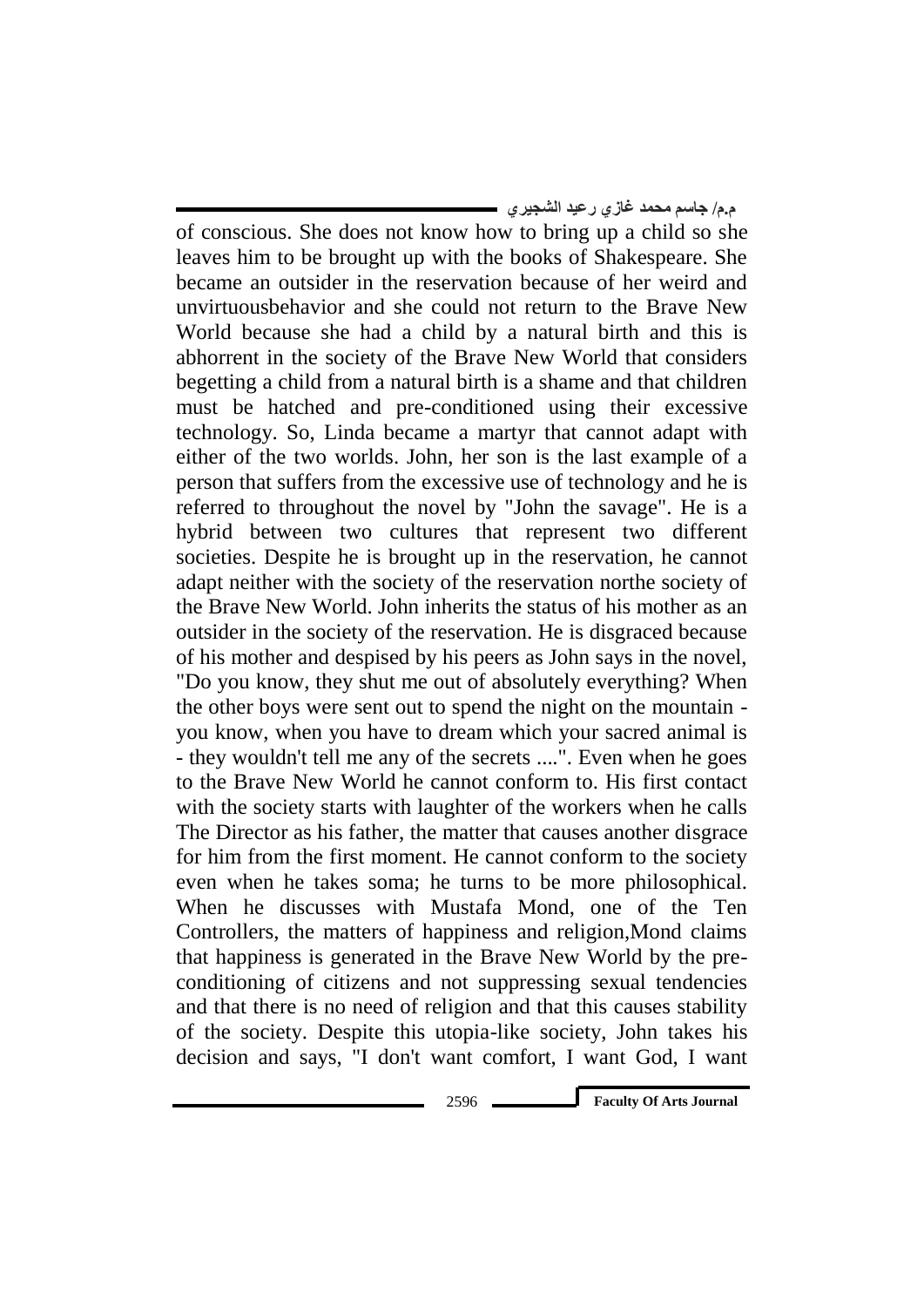of conscious. She does not know how to bring up a child so she leaves him to be brought up with the books of Shakespeare. She became an outsider in the reservation because of her weird and unvirtuousbehavior and she could not return to the Brave New World because she had a child by a natural birth and this is abhorrent in the society of the Brave New World that considers begetting a child from a natural birth is a shame and that children must be hatched and pre-conditioned using their excessive technology. So, Linda became a martyr that cannot adapt with either of the two worlds. John, her son is the last example of a person that suffers from the excessive use of technology and he is referred to throughout the novel by "John the savage". He is a hybrid between two cultures that represent two different societies. Despite he is brought up in the reservation, he cannot adapt neither with the society of the reservation northe society of the Brave New World. John inherits the status of his mother as an outsider in the society of the reservation. He is disgraced because of his mother and despised by his peers as John says in the novel, "Do you know, they shut me out of absolutely everything? When the other boys were sent out to spend the night on the mountain - you know, when you have to dream which your sacred animal is - they wouldn't tell me any of the secrets ....". Even when he goes to the Brave New World he cannot conform to. His first contact with the society starts with laughter of the workers when he calls The Director as his father, the matter that causes another disgrace for him from the first moment. He cannot conform to the society even when he takes soma; he turns to be more philosophical. When he discusses with Mustafa Mond, one of the Ten Controllers, the matters of happiness and religion,Mond claims that happiness is generated in the Brave New World by the pre-conditioning of citizens and not suppressing sexual tendencies and that there is no need of religion and that this causes stability of the society. Despite this utopia-like society, John takes his decision and says, "I don't want comfort, I want God, I want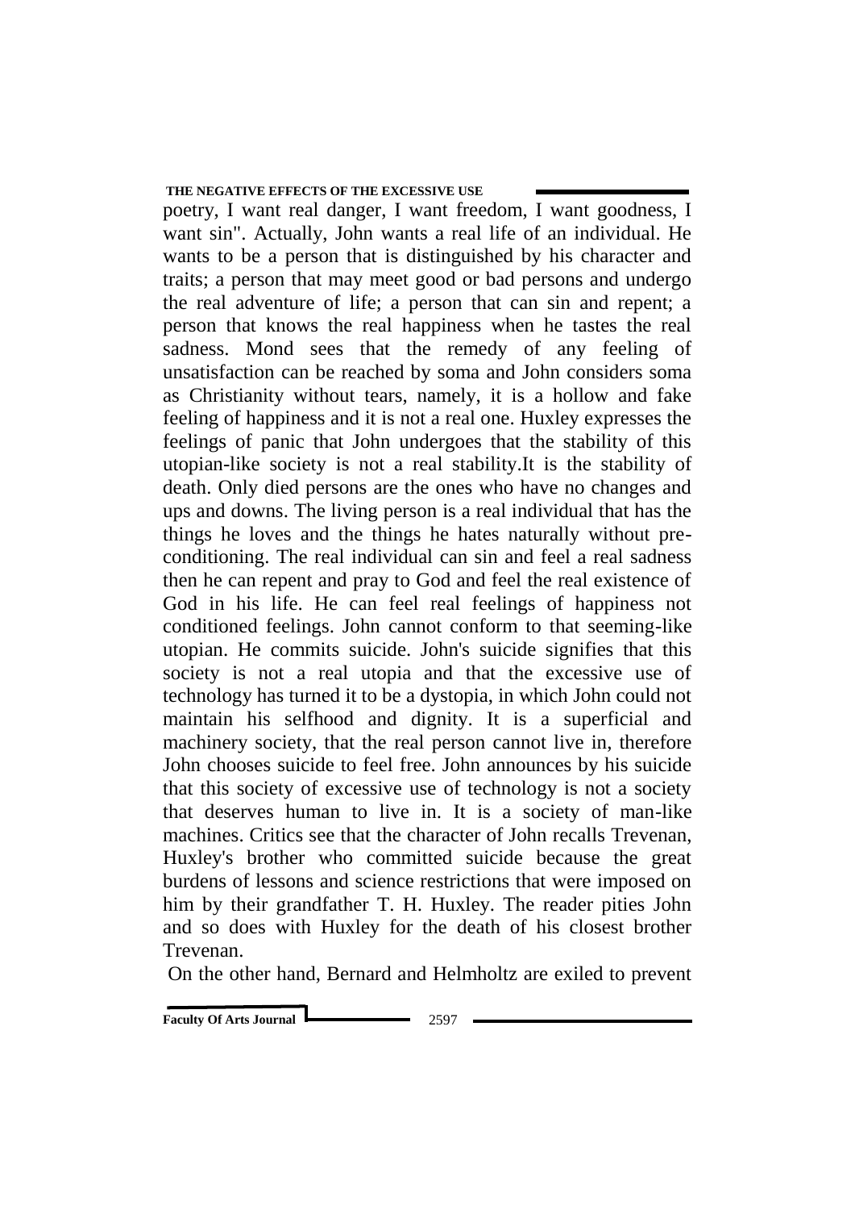poetry, I want real danger, I want freedom, I want goodness, I want sin". Actually, John wants a real life of an individual. He wants to be a person that is distinguished by his character and traits; a person that may meet good or bad persons and undergo the real adventure of life; a person that can sin and repent; a person that knows the real happiness when he tastes the real sadness. Mond sees that the remedy of any feeling of unsatisfaction can be reached by soma and John considers soma as Christianity without tears, namely, it is a hollow and fake feeling of happiness and it is not a real one. Huxley expresses the feelings of panic that John undergoes that the stability of this utopian-like society is not a real stability.It is the stability of death. Only died persons are the ones who have no changes and ups and downs. The living person is a real individual that has the things he loves and the things he hates naturally without pre-conditioning. The real individual can sin and feel a real sadness then he can repent and pray to God and feel the real existence of God in his life. He can feel real feelings of happiness not conditioned feelings. John cannot conform to that seeming-like utopian. He commits suicide. John's suicide signifies that this society is not a real utopia and that the excessive use of technology has turned it to be a dystopia, in which John could not maintain his selfhood and dignity. It is a superficial and machinery society, that the real person cannot live in, therefore John chooses suicide to feel free. John announces by his suicide that this society of excessive use of technology is not a society that deserves human to live in. It is a society of man-like machines. Critics see that the character of John recalls Trevenan, Huxley's brother who committed suicide because the great burdens of lessons and science restrictions that were imposed on him by their grandfather T. H. Huxley. The reader pities John and so does with Huxley for the death of his closest brother Trevenan.

On the other hand, Bernard and Helmholtz are exiled to prevent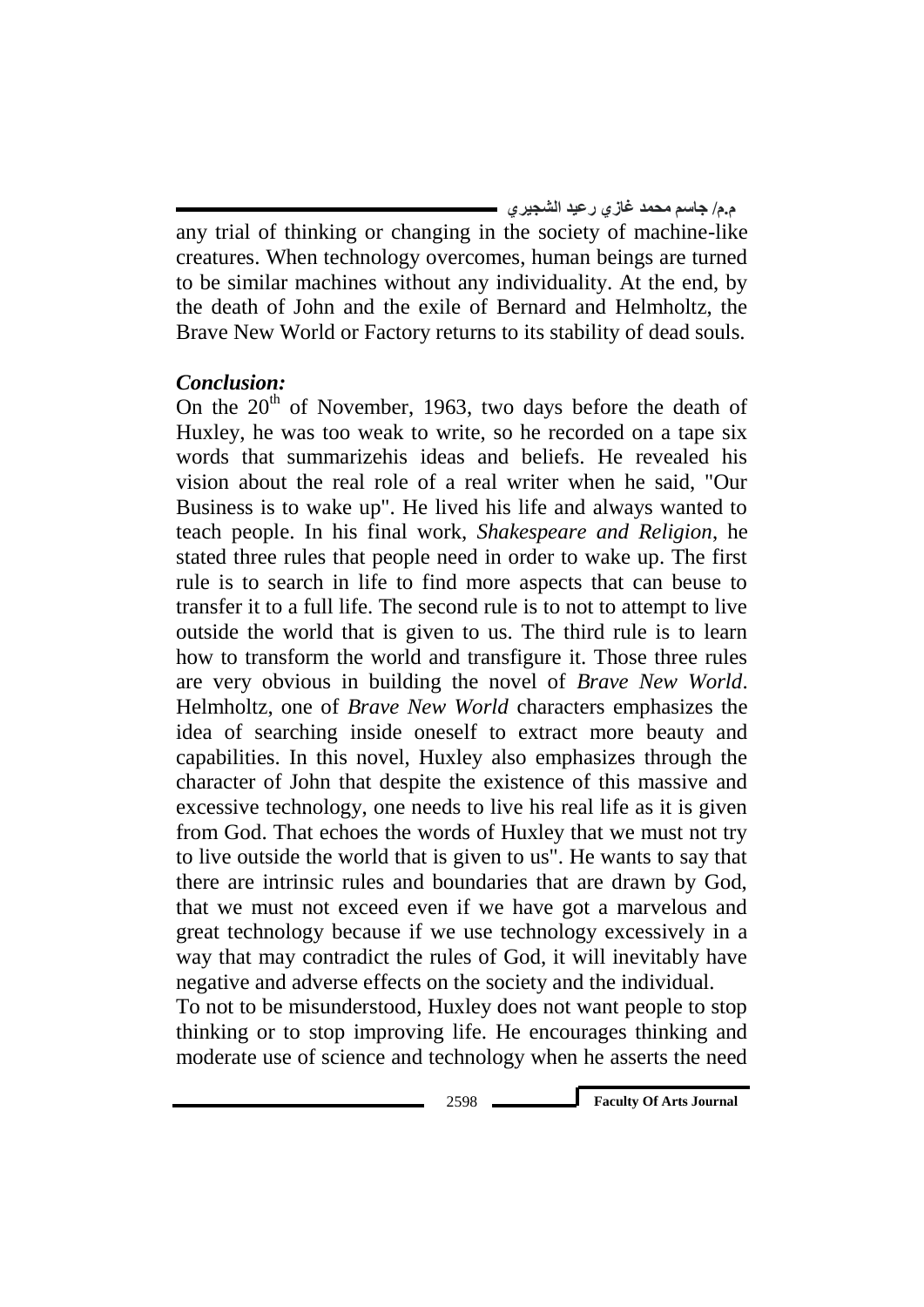any trial of thinking or changing in the society of machine-like creatures. When technology overcomes, human beings are turned to be similar machines without any individuality. At the end, by the death of John and the exile of Bernard and Helmholtz, the Brave New World or Factory returns to its stability of dead souls.

***Conclusion:***

On the 20th of November, 1963, two days before the death of Huxley, he was too weak to write, so he recorded on a tape six words that summarizehis ideas and beliefs. He revealed his vision about the real role of a real writer when he said, "Our Business is to wake up". He lived his life and always wanted to teach people. In his final work, *Shakespeare and Religion*, he stated three rules that people need in order to wake up. The first rule is to search in life to find more aspects that can beuse to transfer it to a full life. The second rule is to not to attempt to live outside the world that is given to us. The third rule is to learn how to transform the world and transfigure it. Those three rules are very obvious in building the novel of *Brave New World*. Helmholtz, one of *Brave New World* characters emphasizes the idea of searching inside oneself to extract more beauty and capabilities. In this novel, Huxley also emphasizes through the character of John that despite the existence of this massive and excessive technology, one needs to live his real life as it is given from God. That echoes the words of Huxley that we must not try to live outside the world that is given to us". He wants to say that there are intrinsic rules and boundaries that are drawn by God, that we must not exceed even if we have got a marvelous and great technology because if we use technology excessively in a way that may contradict the rules of God, it will inevitably have negative and adverse effects on the society and the individual.

To not to be misunderstood, Huxley does not want people to stop thinking or to stop improving life. He encourages thinking and moderate use of science and technology when he asserts the need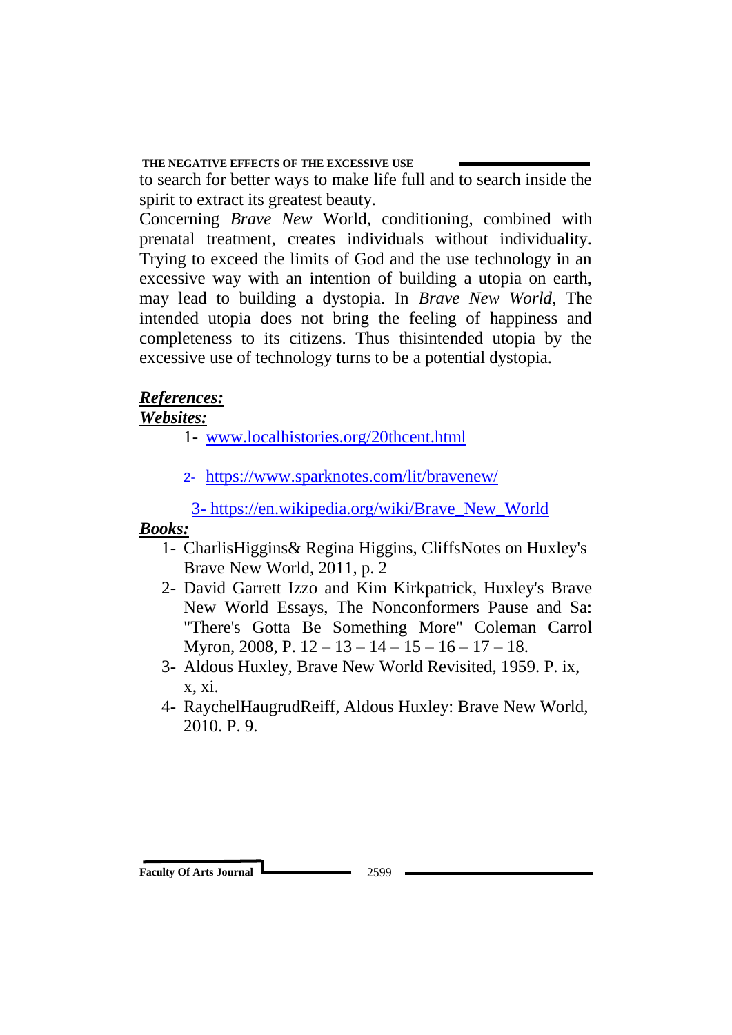to search for better ways to make life full and to search inside the spirit to extract its greatest beauty.

Concerning *Brave New* World, conditioning, combined with prenatal treatment, creates individuals without individuality. Trying to exceed the limits of God and the use technology in an excessive way with an intention of building a utopia on earth, may lead to building a dystopia. In *Brave New World*, The intended utopia does not bring the feeling of happiness and completeness to its citizens. Thus thisintended utopia by the excessive use of technology turns to be a potential dystopia.

***References:***

***Websites:***

1- www.localhistories.org/20thcent.html

2- https://www.sparknotes.com/lit/bravenew/

3- https://en.wikipedia.org/wiki/Brave_New_World

***Books:***

1- CharlisHiggins& Regina Higgins, CliffsNotes on Huxley's Brave New World, 2011, p. 2
2- David Garrett Izzo and Kim Kirkpatrick, Huxley's Brave New World Essays, The Nonconformers Pause and Sa: "There's Gotta Be Something More" Coleman Carrol Myron, 2008, P. 12 – 13 – 14 – 15 – 16 – 17 – 18.
3- Aldous Huxley, Brave New World Revisited, 1959. P. ix, x, xi.
4- RaychelHaugrudReiff, Aldous Huxley: Brave New World, 2010. P. 9.